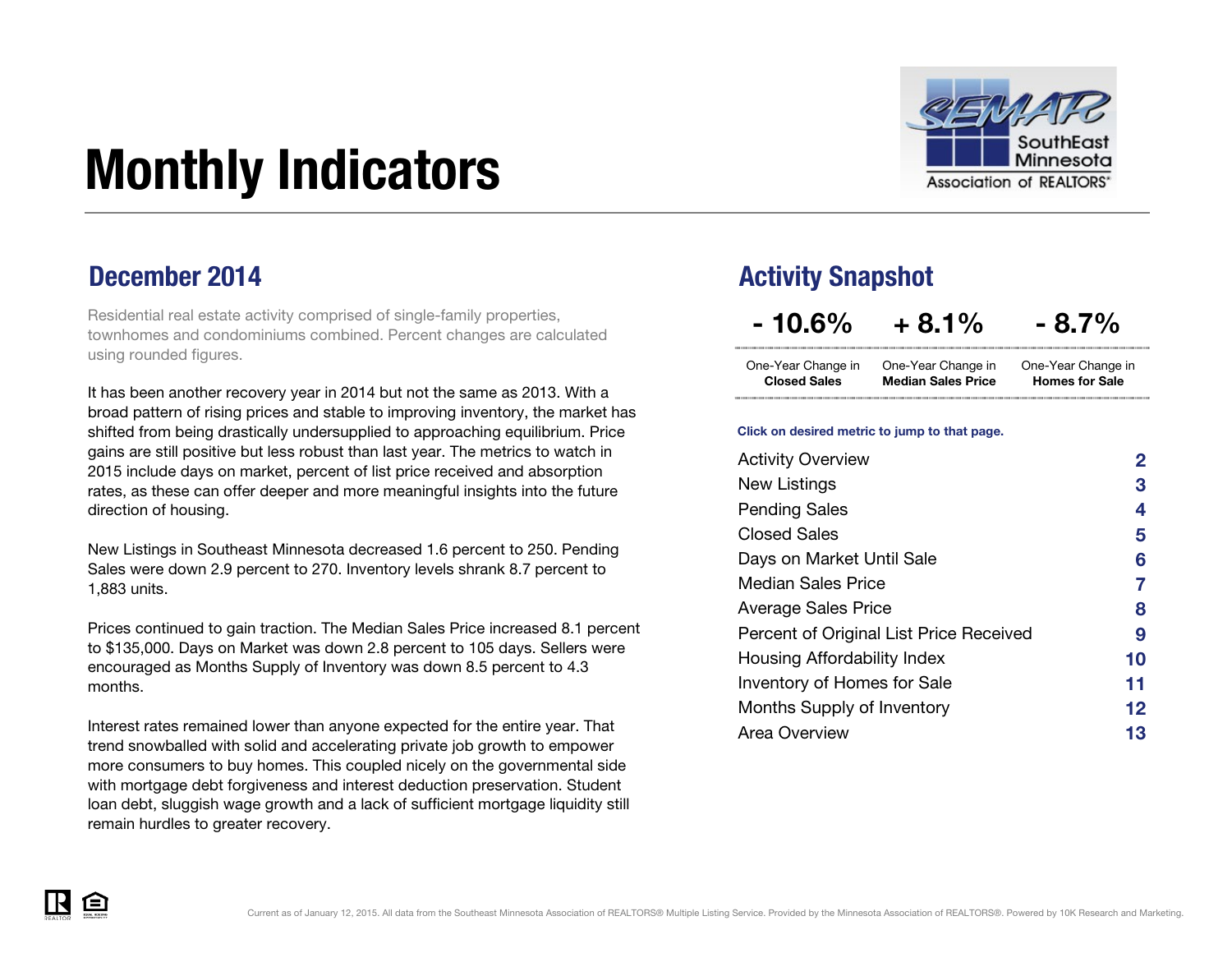# Monthly Indicators

## December 2014

Residential real estate activity comprised of single-family properties, townhomes and condominiums combined. Percent changes are calculated using rounded figures.

It has been another recovery year in 2014 but not the same as 2013. With a broad pattern of rising prices and stable to improving inventory, the market has shifted from being drastically undersupplied to approaching equilibrium. Price gains are still positive but less robust than last year. The metrics to watch in 2015 include days on market, percent of list price received and absorption rates, as these can offer deeper and more meaningful insights into the future direction of housing.

New Listings in Southeast Minnesota decreased 1.6 percent to 250. Pending Sales were down 2.9 percent to 270. Inventory levels shrank 8.7 percent to 1,883 units.

Prices continued to gain traction. The Median Sales Price increased 8.1 percent to $135,000. Days on Market was down 2.8 percent to 105 days. Sellers were encouraged as Months Supply of Inventory was down 8.5 percent to 4.3 months.

Interest rates remained lower than anyone expected for the entire year. That trend snowballed with solid and accelerating private job growth to empower more consumers to buy homes. This coupled nicely on the governmental side with mortgage debt forgiveness and interest deduction preservation. Student loan debt, sluggish wage growth and a lack of sufficient mortgage liquidity still remain hurdles to greater recovery.

## Activity Snapshot

| - 10.6% | + 8.1% | - 8.7% |
|---|---|---|
| One-Year Change in **Closed Sales** | One-Year Change in **Median Sales Price** | One-Year Change in **Homes for Sale** |

**Click on desired metric to jump to that page.**

| | |
|---|---|
| Activity Overview | 2 |
| New Listings | 3 |
| Pending Sales | 4 |
| Closed Sales | 5 |
| Days on Market Until Sale | 6 |
| Median Sales Price | 7 |
| Average Sales Price | 8 |
| Percent of Original List Price Received | 9 |
| Housing Affordability Index | 10 |
| Inventory of Homes for Sale | 11 |
| Months Supply of Inventory | 12 |
| Area Overview | 13 |

Current as of January 12, 2015. All data from the Southeast Minnesota Association of REALTORS® Multiple Listing Service. Provided by the Minnesota Association of REALTORS®. Powered by 10K Research and Marketing.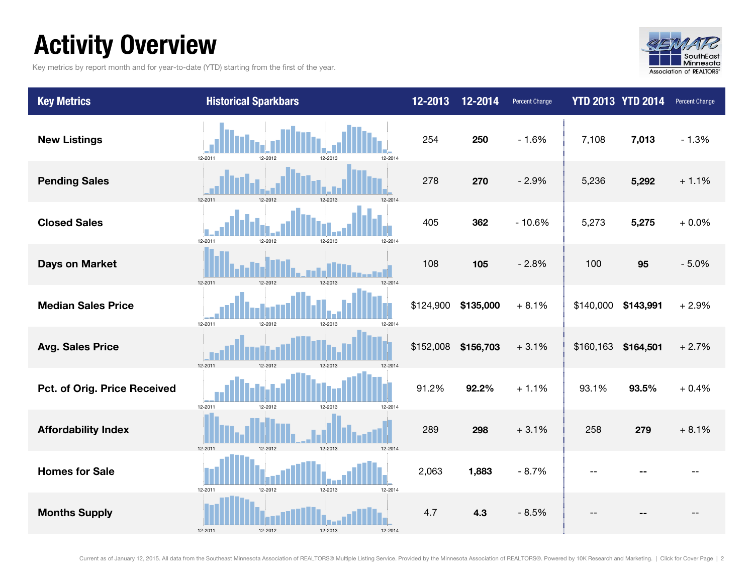# Activity Overview

Key metrics by report month and for year-to-date (YTD) starting from the first of the year.

| Key Metrics | Historical Sparkbars | 12-2013 | 12-2014 | Percent Change | YTD 2013 | YTD 2014 | Percent Change |
|---|---|---|---|---|---|---|---|
| New Listings | 12-2011 12-2012 12-2013 12-2014 | 254 | **250** | - 1.6% | 7,108 | **7,013** | - 1.3% |
| Pending Sales | 12-2011 12-2012 12-2013 12-2014 | 278 | **270** | - 2.9% | 5,236 | **5,292** | + 1.1% |
| Closed Sales | 12-2011 12-2012 12-2013 12-2014 | 405 | **362** | - 10.6% | 5,273 | **5,275** | + 0.0% |
| Days on Market | 12-2011 12-2012 12-2013 12-2014 | 108 | **105** | - 2.8% | 100 | **95** | - 5.0% |
| Median Sales Price | 12-2011 12-2012 12-2013 12-2014 | $124,900 | **$135,000** | + 8.1% | $140,000 | **$143,991** | + 2.9% |
| Avg. Sales Price | 12-2011 12-2012 12-2013 12-2014 | $152,008 | **$156,703** | + 3.1% | $160,163 | **$164,501** | + 2.7% |
| Pct. of Orig. Price Received | 12-2011 12-2012 12-2013 12-2014 | 91.2% | **92.2%** | + 1.1% | 93.1% | **93.5%** | + 0.4% |
| Affordability Index | 12-2011 12-2012 12-2013 12-2014 | 289 | **298** | + 3.1% | 258 | **279** | + 8.1% |
| Homes for Sale | 12-2011 12-2012 12-2013 12-2014 | 2,063 | **1,883** | - 8.7% | -- | **--** | -- |
| Months Supply | 12-2011 12-2012 12-2013 12-2014 | 4.7 | **4.3** | - 8.5% | -- | **--** | -- |

Current as of January 12, 2015. All data from the Southeast Minnesota Association of REALTORS® Multiple Listing Service. Provided by the Minnesota Association of REALTORS®. Powered by 10K Research and Marketing. | Click for Cover Page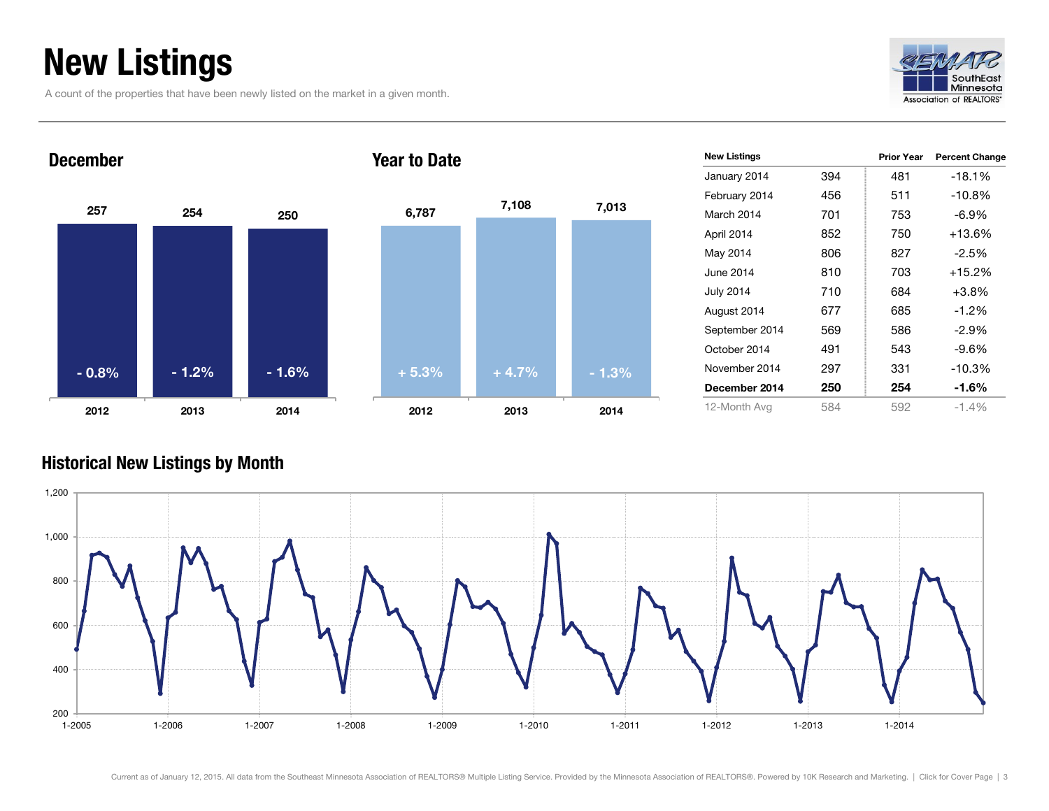# New Listings

A count of the properties that have been newly listed on the market in a given month.

## December

| | 2012 | 2013 | 2014 |
|---|---|---|---|
| New Listings | 257 | 254 | 250 |
| Change | - 0.8% | - 1.2% | - 1.6% |

## Year to Date

| | 2012 | 2013 | 2014 |
|---|---|---|---|
| New Listings | 6,787 | 7,108 | 7,013 |
| Change | + 5.3% | + 4.7% | - 1.3% |

| New Listings | | Prior Year | Percent Change |
|---|---|---|---|
| January 2014 | 394 | 481 | -18.1% |
| February 2014 | 456 | 511 | -10.8% |
| March 2014 | 701 | 753 | -6.9% |
| April 2014 | 852 | 750 | +13.6% |
| May 2014 | 806 | 827 | -2.5% |
| June 2014 | 810 | 703 | +15.2% |
| July 2014 | 710 | 684 | +3.8% |
| August 2014 | 677 | 685 | -1.2% |
| September 2014 | 569 | 586 | -2.9% |
| October 2014 | 491 | 543 | -9.6% |
| November 2014 | 297 | 331 | -10.3% |
| **December 2014** | **250** | **254** | **-1.6%** |
| 12-Month Avg | 584 | 592 | -1.4% |

## Historical New Listings by Month

Current as of January 12, 2015. All data from the Southeast Minnesota Association of REALTORS® Multiple Listing Service. Provided by the Minnesota Association of REALTORS®. Powered by 10K Research and Marketing. | Click for Cover Page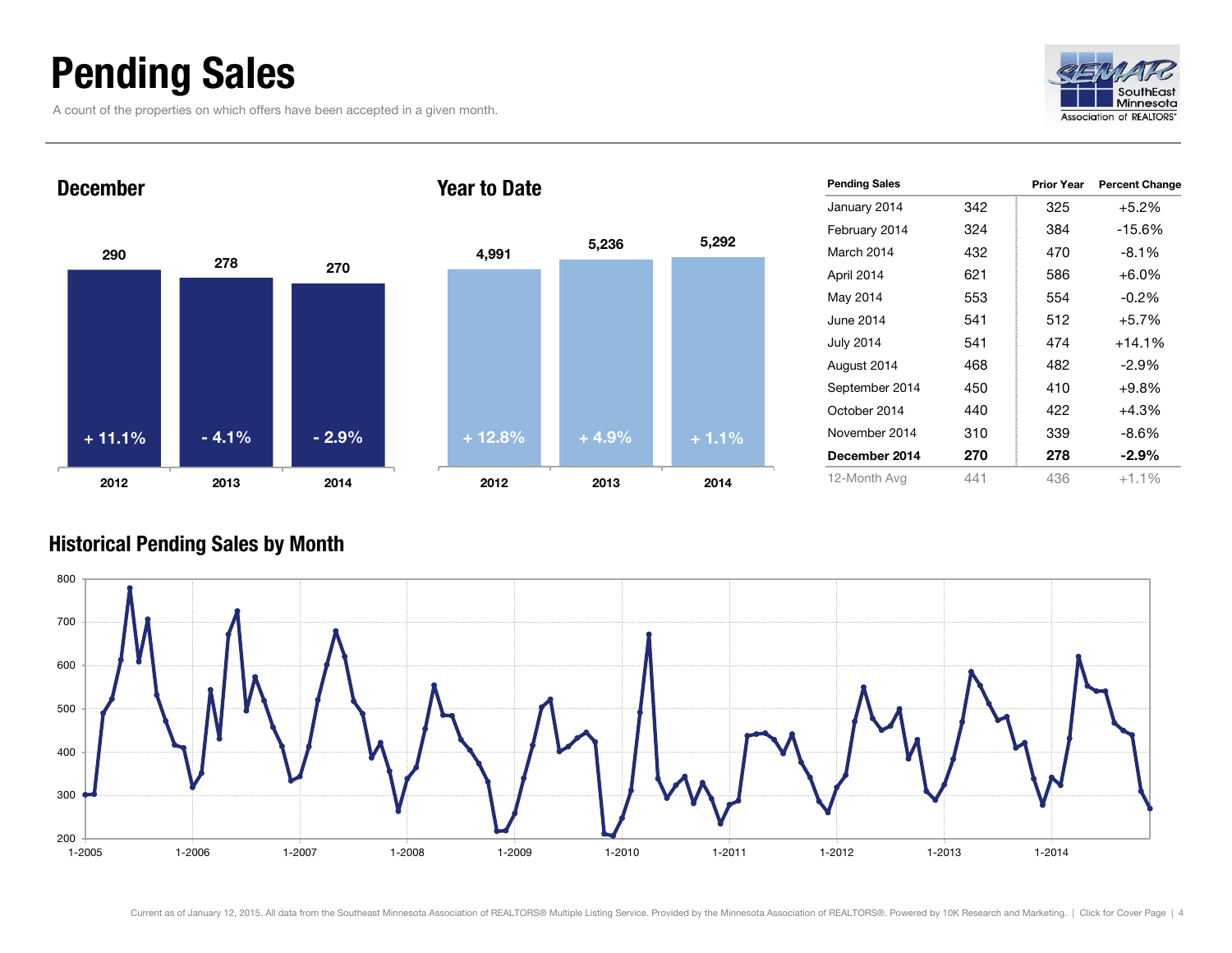# Pending Sales

A count of the properties on which offers have been accepted in a given month.

SEMAR SouthEast Minnesota Association of REALTORS®

## December

| 2012 | 2013 | 2014 |
|---|---|---|
| 290 | 278 | 270 |
| + 11.1% | - 4.1% | - 2.9% |

## Year to Date

| 2012 | 2013 | 2014 |
|---|---|---|
| 4,991 | 5,236 | 5,292 |
| + 12.8% | + 4.9% | + 1.1% |

| Pending Sales | | Prior Year | Percent Change |
|---|---|---|---|
| January 2014 | 342 | 325 | +5.2% |
| February 2014 | 324 | 384 | -15.6% |
| March 2014 | 432 | 470 | -8.1% |
| April 2014 | 621 | 586 | +6.0% |
| May 2014 | 553 | 554 | -0.2% |
| June 2014 | 541 | 512 | +5.7% |
| July 2014 | 541 | 474 | +14.1% |
| August 2014 | 468 | 482 | -2.9% |
| September 2014 | 450 | 410 | +9.8% |
| October 2014 | 440 | 422 | +4.3% |
| November 2014 | 310 | 339 | -8.6% |
| **December 2014** | **270** | **278** | **-2.9%** |
| 12-Month Avg | 441 | 436 | +1.1% |

## Historical Pending Sales by Month

Current as of January 12, 2015. All data from the Southeast Minnesota Association of REALTORS® Multiple Listing Service. Provided by the Minnesota Association of REALTORS®. Powered by 10K Research and Marketing. | Click for Cover Page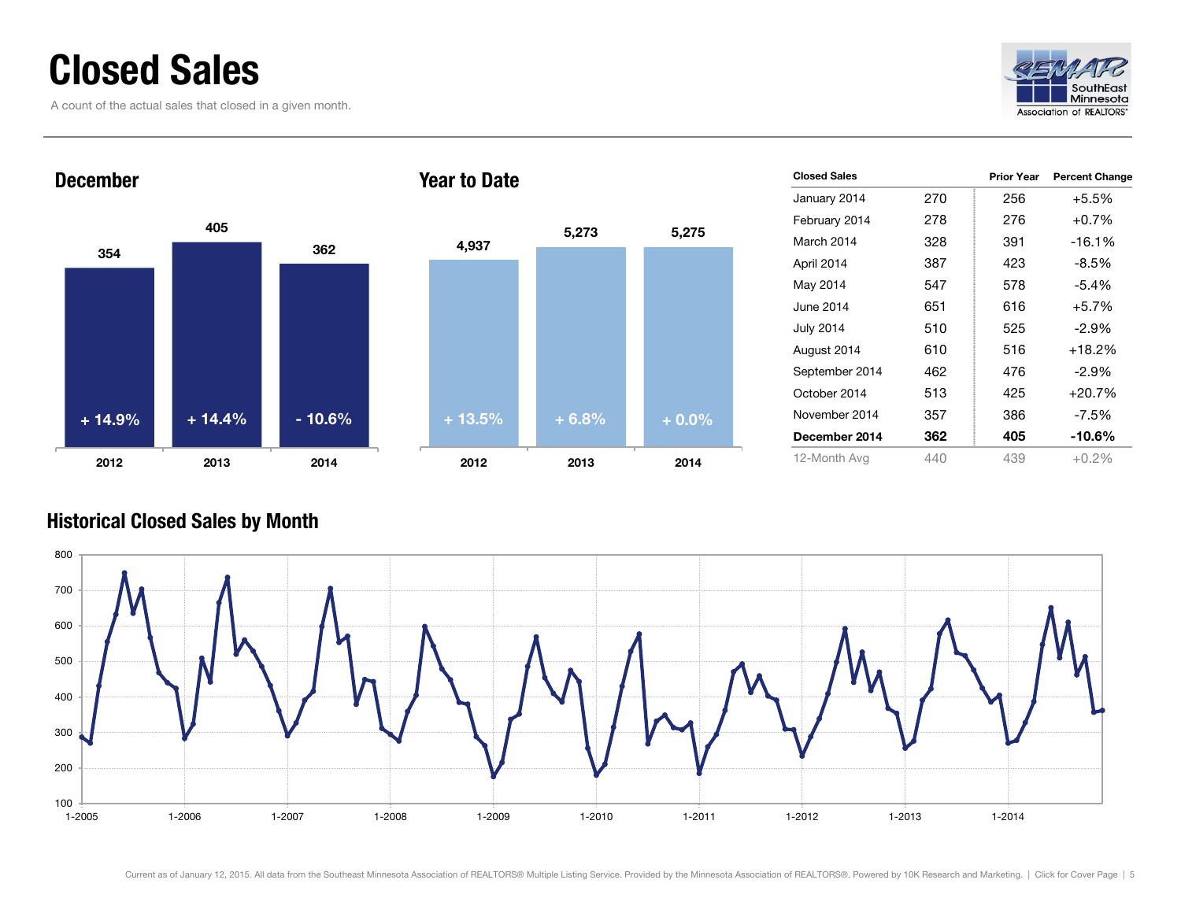# Closed Sales

A count of the actual sales that closed in a given month.

## December

| | 2012 | 2013 | 2014 |
|---|---|---|---|
| Closed Sales | 354 | 405 | 362 |
| Change | + 14.9% | + 14.4% | - 10.6% |

## Year to Date

| | 2012 | 2013 | 2014 |
|---|---|---|---|
| Closed Sales | 4,937 | 5,273 | 5,275 |
| Change | + 13.5% | + 6.8% | + 0.0% |

| Closed Sales | | Prior Year | Percent Change |
|---|---|---|---|
| January 2014 | 270 | 256 | +5.5% |
| February 2014 | 278 | 276 | +0.7% |
| March 2014 | 328 | 391 | -16.1% |
| April 2014 | 387 | 423 | -8.5% |
| May 2014 | 547 | 578 | -5.4% |
| June 2014 | 651 | 616 | +5.7% |
| July 2014 | 510 | 525 | -2.9% |
| August 2014 | 610 | 516 | +18.2% |
| September 2014 | 462 | 476 | -2.9% |
| October 2014 | 513 | 425 | +20.7% |
| November 2014 | 357 | 386 | -7.5% |
| **December 2014** | **362** | **405** | **-10.6%** |
| 12-Month Avg | 440 | 439 | +0.2% |

## Historical Closed Sales by Month

Current as of January 12, 2015. All data from the Southeast Minnesota Association of REALTORS® Multiple Listing Service. Provided by the Minnesota Association of REALTORS®. Powered by 10K Research and Marketing. | Click for Cover Page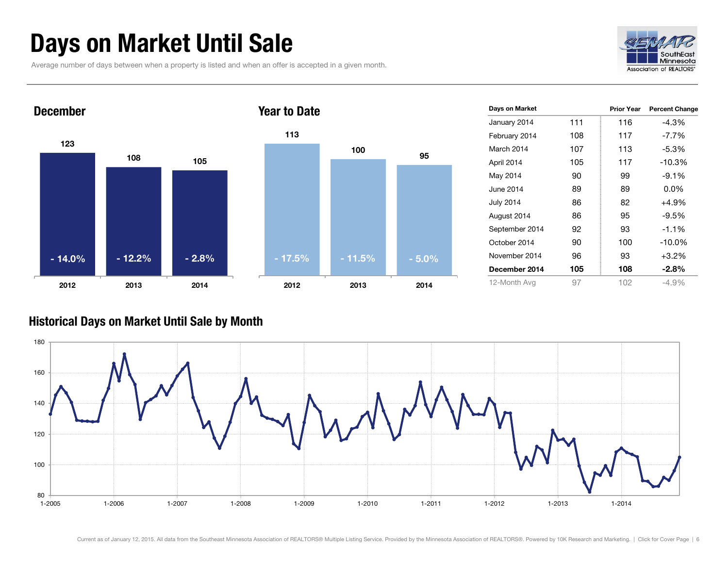# Days on Market Until Sale

Average number of days between when a property is listed and when an offer is accepted in a given month.

## December

| | 2012 | 2013 | 2014 |
|---|---|---|---|
| Days on Market | 123 | 108 | 105 |
| Change | - 14.0% | - 12.2% | - 2.8% |

## Year to Date

| | 2012 | 2013 | 2014 |
|---|---|---|---|
| Days on Market | 113 | 100 | 95 |
| Change | - 17.5% | - 11.5% | - 5.0% |

| Days on Market | | Prior Year | Percent Change |
|---|---|---|---|
| January 2014 | 111 | 116 | -4.3% |
| February 2014 | 108 | 117 | -7.7% |
| March 2014 | 107 | 113 | -5.3% |
| April 2014 | 105 | 117 | -10.3% |
| May 2014 | 90 | 99 | -9.1% |
| June 2014 | 89 | 89 | 0.0% |
| July 2014 | 86 | 82 | +4.9% |
| August 2014 | 86 | 95 | -9.5% |
| September 2014 | 92 | 93 | -1.1% |
| October 2014 | 90 | 100 | -10.0% |
| November 2014 | 96 | 93 | +3.2% |
| **December 2014** | **105** | **108** | **-2.8%** |
| 12-Month Avg | 97 | 102 | -4.9% |

## Historical Days on Market Until Sale by Month

Current as of January 12, 2015. All data from the Southeast Minnesota Association of REALTORS® Multiple Listing Service. Provided by the Minnesota Association of REALTORS®. Powered by 10K Research and Marketing. | Click for Cover Page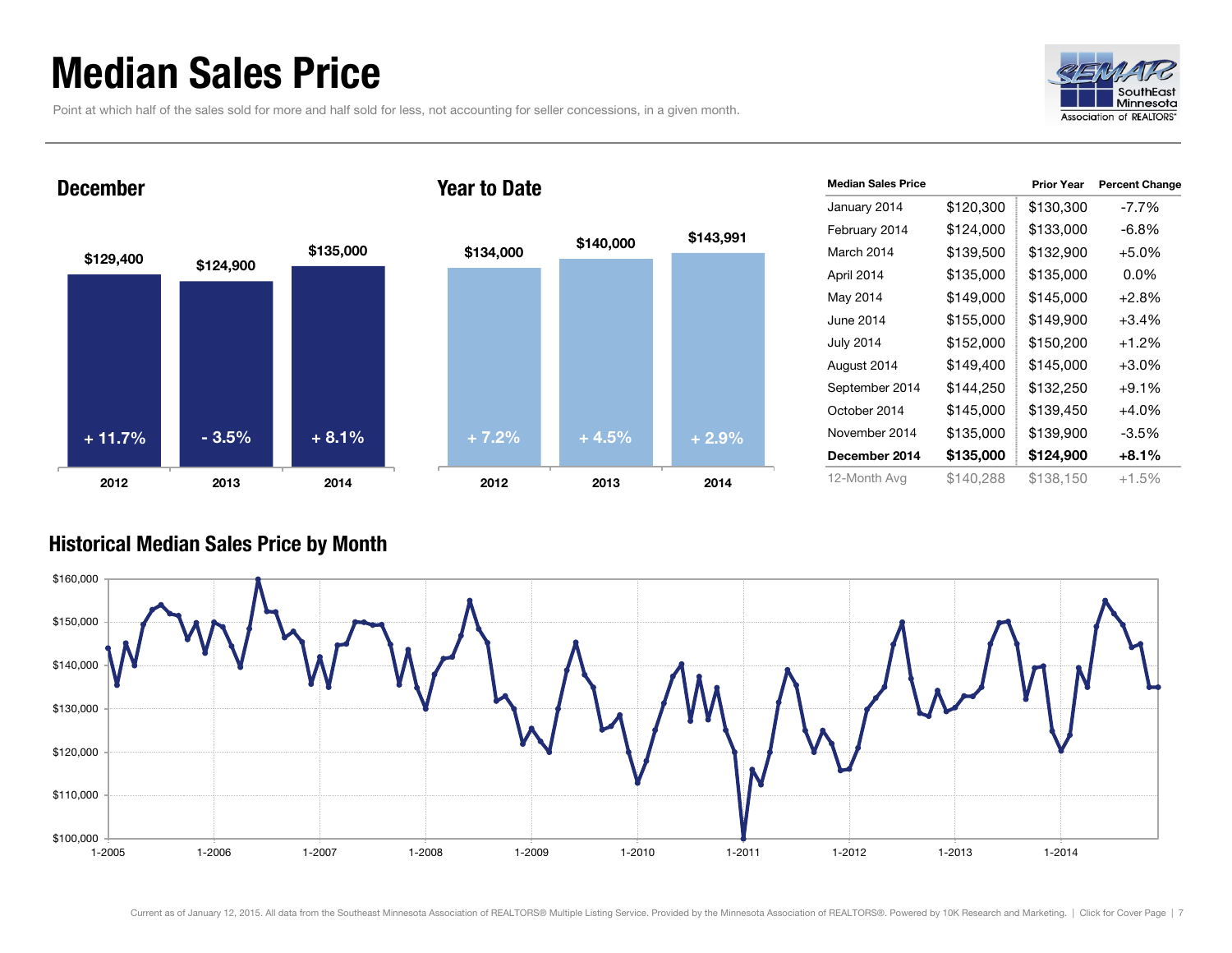# Median Sales Price

Point at which half of the sales sold for more and half sold for less, not accounting for seller concessions, in a given month.

## December

| Year | Median Sales Price | Change |
|---|---|---|
| 2012 | $129,400 | + 11.7% |
| 2013 | $124,900 | - 3.5% |
| 2014 | $135,000 | + 8.1% |

## Year to Date

| Year | Median Sales Price | Change |
|---|---|---|
| 2012 | $134,000 | + 7.2% |
| 2013 | $140,000 | + 4.5% |
| 2014 | $143,991 | + 2.9% |

| Median Sales Price | | Prior Year | Percent Change |
|---|---|---|---|
| January 2014 | $120,300 | $130,300 | -7.7% |
| February 2014 | $124,000 | $133,000 | -6.8% |
| March 2014 | $139,500 | $132,900 | +5.0% |
| April 2014 | $135,000 | $135,000 | 0.0% |
| May 2014 | $149,000 | $145,000 | +2.8% |
| June 2014 | $155,000 | $149,900 | +3.4% |
| July 2014 | $152,000 | $150,200 | +1.2% |
| August 2014 | $149,400 | $145,000 | +3.0% |
| September 2014 | $144,250 | $132,250 | +9.1% |
| October 2014 | $145,000 | $139,450 | +4.0% |
| November 2014 | $135,000 | $139,900 | -3.5% |
| **December 2014** | **$135,000** | **$124,900** | **+8.1%** |
| 12-Month Avg | $140,288 | $138,150 | +1.5% |

## Historical Median Sales Price by Month

Current as of January 12, 2015. All data from the Southeast Minnesota Association of REALTORS® Multiple Listing Service. Provided by the Minnesota Association of REALTORS®. Powered by 10K Research and Marketing. | Click for Cover Page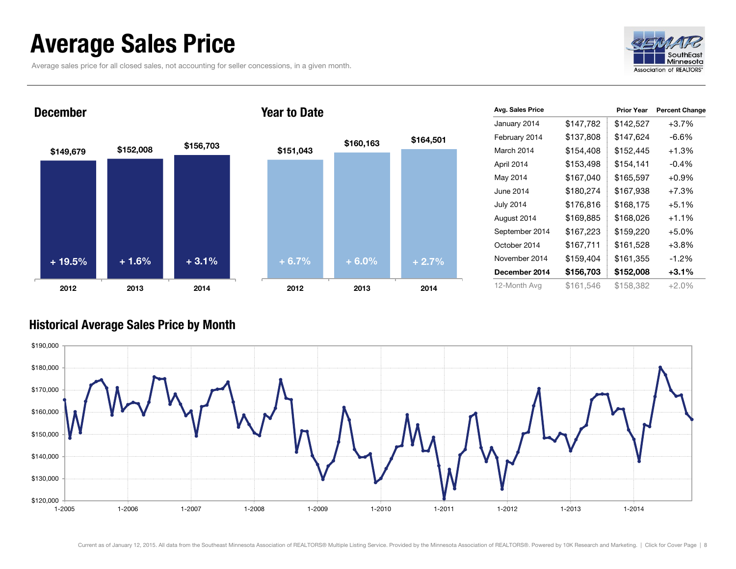# Average Sales Price

Average sales price for all closed sales, not accounting for seller concessions, in a given month.

## December

| Year | Average Sales Price | Change |
|---|---|---|
| 2012 | $149,679 | + 19.5% |
| 2013 | $152,008 | + 1.6% |
| 2014 | $156,703 | + 3.1% |

## Year to Date

| Year | Average Sales Price | Change |
|---|---|---|
| 2012 | $151,043 | + 6.7% |
| 2013 | $160,163 | + 6.0% |
| 2014 | $164,501 | + 2.7% |

| Avg. Sales Price | | Prior Year | Percent Change |
|---|---|---|---|
| January 2014 | $147,782 | $142,527 | +3.7% |
| February 2014 | $137,808 | $147,624 | -6.6% |
| March 2014 | $154,408 | $152,445 | +1.3% |
| April 2014 | $153,498 | $154,141 | -0.4% |
| May 2014 | $167,040 | $165,597 | +0.9% |
| June 2014 | $180,274 | $167,938 | +7.3% |
| July 2014 | $176,816 | $168,175 | +5.1% |
| August 2014 | $169,885 | $168,026 | +1.1% |
| September 2014 | $167,223 | $159,220 | +5.0% |
| October 2014 | $167,711 | $161,528 | +3.8% |
| November 2014 | $159,404 | $161,355 | -1.2% |
| **December 2014** | **$156,703** | **$152,008** | **+3.1%** |
| 12-Month Avg | $161,546 | $158,382 | +2.0% |

## Historical Average Sales Price by Month

Current as of January 12, 2015. All data from the Southeast Minnesota Association of REALTORS® Multiple Listing Service. Provided by the Minnesota Association of REALTORS®. Powered by 10K Research and Marketing. | Click for Cover Page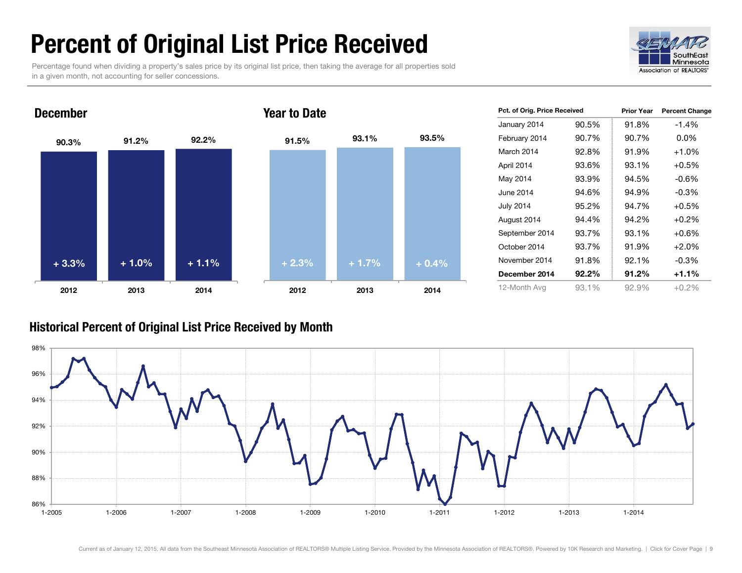# Percent of Original List Price Received

Percentage found when dividing a property's sales price by its original list price, then taking the average for all properties sold in a given month, not accounting for seller concessions.

## December

| | 2012 | 2013 | 2014 |
|---|---|---|---|
| Percent | 90.3% | 91.2% | 92.2% |
| Change | + 3.3% | + 1.0% | + 1.1% |

## Year to Date

| | 2012 | 2013 | 2014 |
|---|---|---|---|
| Percent | 91.5% | 93.1% | 93.5% |
| Change | + 2.3% | + 1.7% | + 0.4% |

| Pct. of Orig. Price Received | | Prior Year | Percent Change |
|---|---|---|---|
| January 2014 | 90.5% | 91.8% | -1.4% |
| February 2014 | 90.7% | 90.7% | 0.0% |
| March 2014 | 92.8% | 91.9% | +1.0% |
| April 2014 | 93.6% | 93.1% | +0.5% |
| May 2014 | 93.9% | 94.5% | -0.6% |
| June 2014 | 94.6% | 94.9% | -0.3% |
| July 2014 | 95.2% | 94.7% | +0.5% |
| August 2014 | 94.4% | 94.2% | +0.2% |
| September 2014 | 93.7% | 93.1% | +0.6% |
| October 2014 | 93.7% | 91.9% | +2.0% |
| November 2014 | 91.8% | 92.1% | -0.3% |
| **December 2014** | **92.2%** | **91.2%** | **+1.1%** |
| 12-Month Avg | 93.1% | 92.9% | +0.2% |

## Historical Percent of Original List Price Received by Month

Current as of January 12, 2015. All data from the Southeast Minnesota Association of REALTORS® Multiple Listing Service. Provided by the Minnesota Association of REALTORS®. Powered by 10K Research and Marketing. | Click for Cover Page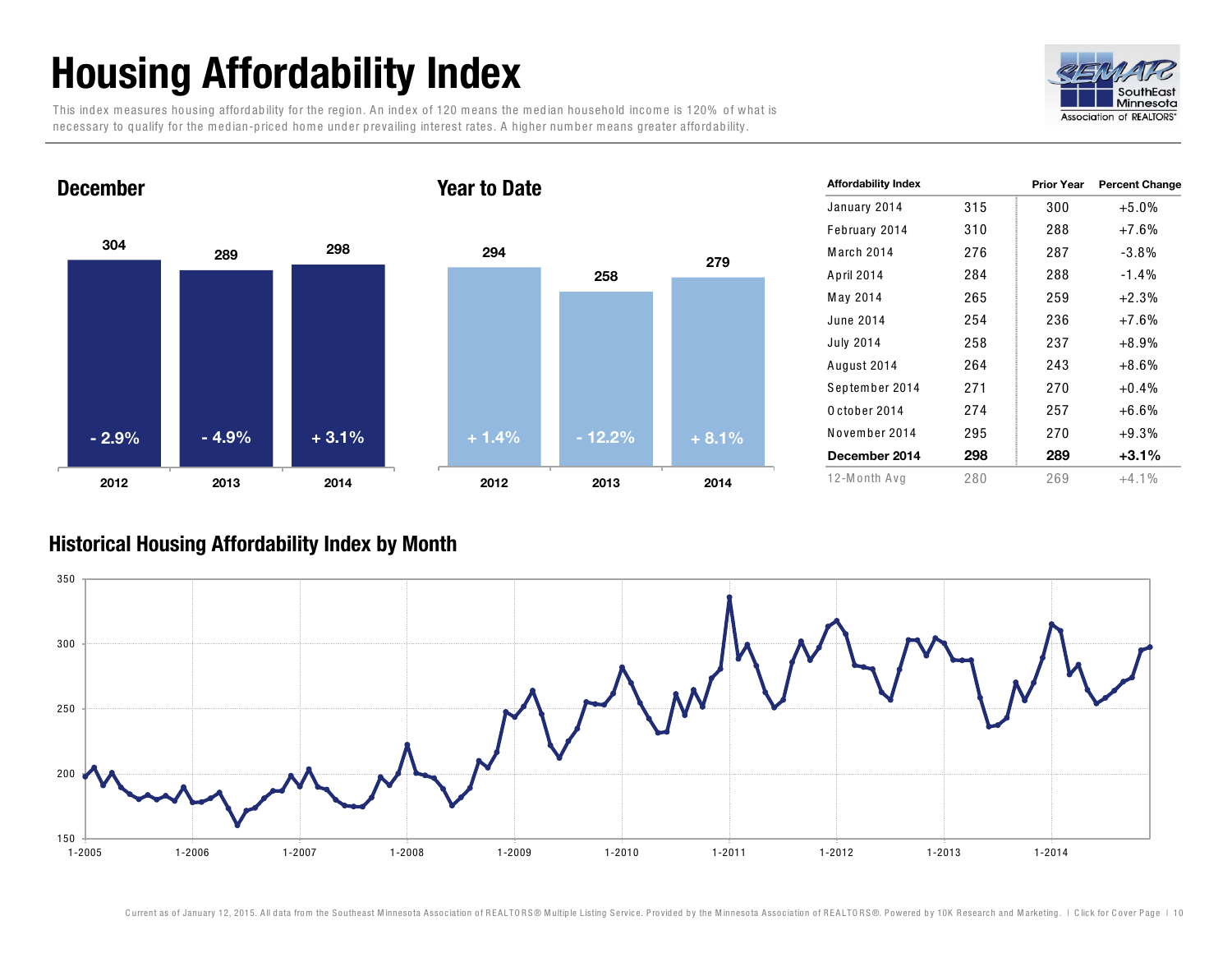# Housing Affordability Index

This index measures housing affordability for the region. An index of 120 means the median household income is 120% of what is necessary to qualify for the median-priced home under prevailing interest rates. A higher number means greater affordability.

## December

| Year | Index | Change |
|---|---|---|
| 2012 | 304 | - 2.9% |
| 2013 | 289 | - 4.9% |
| 2014 | 298 | + 3.1% |

## Year to Date

| Year | Index | Change |
|---|---|---|
| 2012 | 294 | + 1.4% |
| 2013 | 258 | - 12.2% |
| 2014 | 279 | + 8.1% |

| Affordability Index | | Prior Year | Percent Change |
|---|---|---|---|
| January 2014 | 315 | 300 | +5.0% |
| February 2014 | 310 | 288 | +7.6% |
| March 2014 | 276 | 287 | -3.8% |
| April 2014 | 284 | 288 | -1.4% |
| May 2014 | 265 | 259 | +2.3% |
| June 2014 | 254 | 236 | +7.6% |
| July 2014 | 258 | 237 | +8.9% |
| August 2014 | 264 | 243 | +8.6% |
| September 2014 | 271 | 270 | +0.4% |
| October 2014 | 274 | 257 | +6.6% |
| November 2014 | 295 | 270 | +9.3% |
| **December 2014** | **298** | **289** | **+3.1%** |
| 12-Month Avg | 280 | 269 | +4.1% |

## Historical Housing Affordability Index by Month

Current as of January 12, 2015. All data from the Southeast Minnesota Association of REALTORS® Multiple Listing Service. Provided by the Minnesota Association of REALTORS®. Powered by 10K Research and Marketing.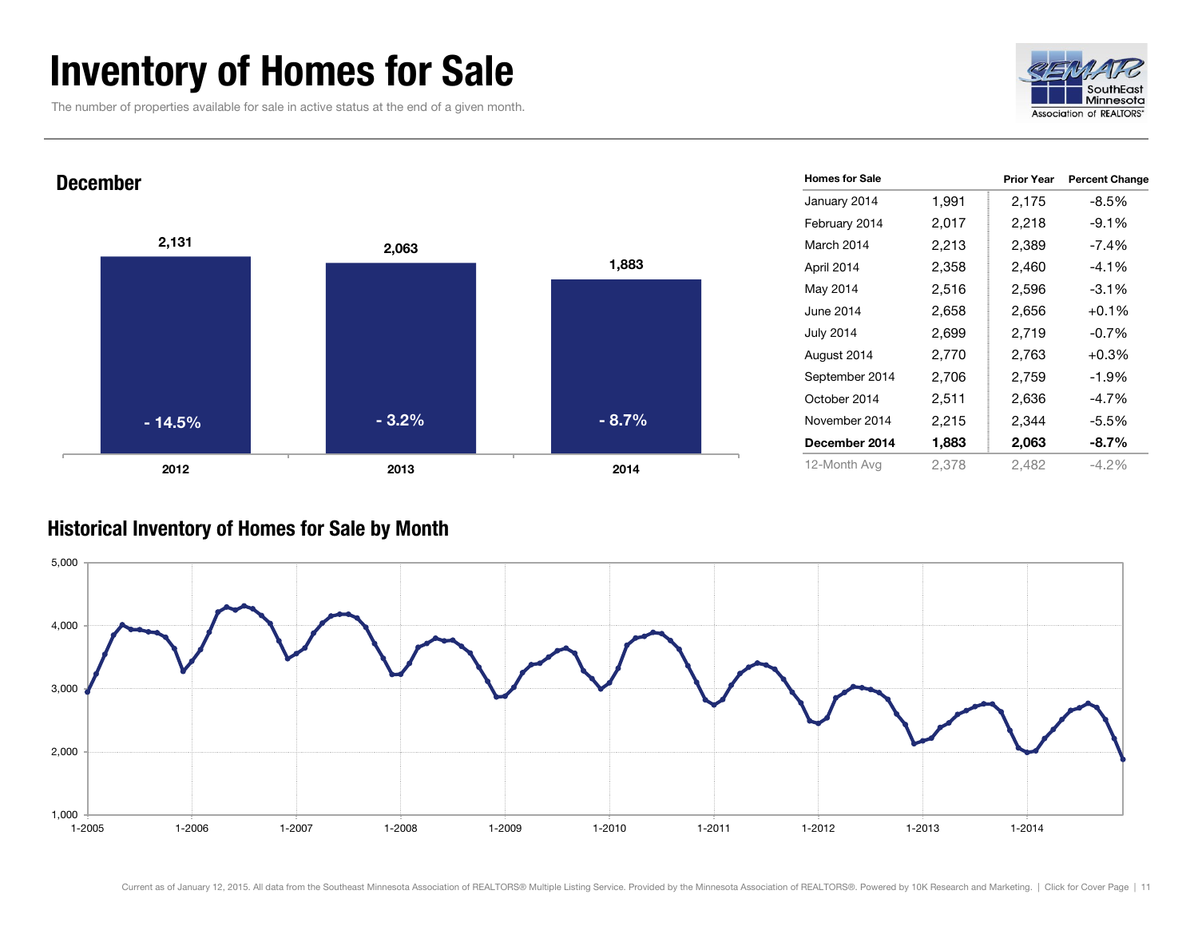# Inventory of Homes for Sale

The number of properties available for sale in active status at the end of a given month.

## December

| Year | Homes for Sale | Percent Change |
|---|---|---|
| 2012 | 2,131 | - 14.5% |
| 2013 | 2,063 | - 3.2% |
| 2014 | 1,883 | - 8.7% |

| Homes for Sale | | Prior Year | Percent Change |
|---|---|---|---|
| January 2014 | 1,991 | 2,175 | -8.5% |
| February 2014 | 2,017 | 2,218 | -9.1% |
| March 2014 | 2,213 | 2,389 | -7.4% |
| April 2014 | 2,358 | 2,460 | -4.1% |
| May 2014 | 2,516 | 2,596 | -3.1% |
| June 2014 | 2,658 | 2,656 | +0.1% |
| July 2014 | 2,699 | 2,719 | -0.7% |
| August 2014 | 2,770 | 2,763 | +0.3% |
| September 2014 | 2,706 | 2,759 | -1.9% |
| October 2014 | 2,511 | 2,636 | -4.7% |
| November 2014 | 2,215 | 2,344 | -5.5% |
| **December 2014** | **1,883** | **2,063** | **-8.7%** |
| 12-Month Avg | 2,378 | 2,482 | -4.2% |

## Historical Inventory of Homes for Sale by Month

Current as of January 12, 2015. All data from the Southeast Minnesota Association of REALTORS® Multiple Listing Service. Provided by the Minnesota Association of REALTORS®. Powered by 10K Research and Marketing. | Click for Cover Page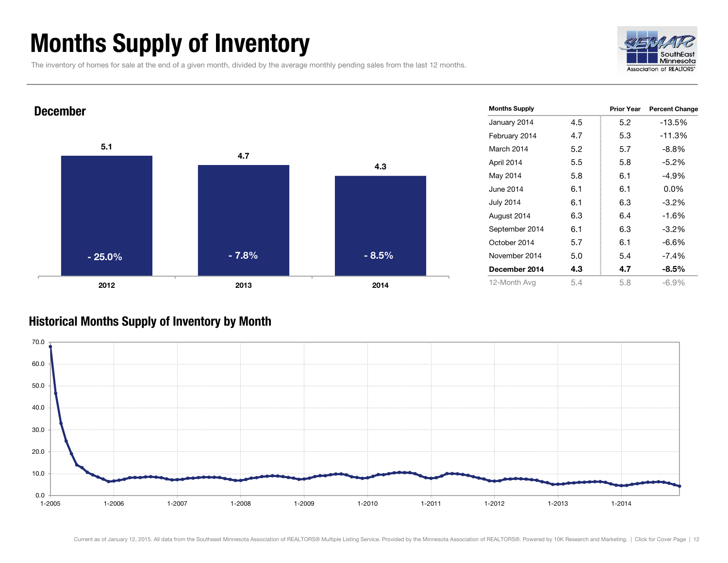# Months Supply of Inventory

The inventory of homes for sale at the end of a given month, divided by the average monthly pending sales from the last 12 months.

## December

| | 2012 | 2013 | 2014 |
|---|---|---|---|
| Months Supply | 5.1 | 4.7 | 4.3 |
| Percent Change | - 25.0% | - 7.8% | - 8.5% |

| Months Supply | | Prior Year | Percent Change |
|---|---|---|---|
| January 2014 | 4.5 | 5.2 | -13.5% |
| February 2014 | 4.7 | 5.3 | -11.3% |
| March 2014 | 5.2 | 5.7 | -8.8% |
| April 2014 | 5.5 | 5.8 | -5.2% |
| May 2014 | 5.8 | 6.1 | -4.9% |
| June 2014 | 6.1 | 6.1 | 0.0% |
| July 2014 | 6.1 | 6.3 | -3.2% |
| August 2014 | 6.3 | 6.4 | -1.6% |
| September 2014 | 6.1 | 6.3 | -3.2% |
| October 2014 | 5.7 | 6.1 | -6.6% |
| November 2014 | 5.0 | 5.4 | -7.4% |
| **December 2014** | **4.3** | **4.7** | **-8.5%** |
| 12-Month Avg | 5.4 | 5.8 | -6.9% |

## Historical Months Supply of Inventory by Month

Current as of January 12, 2015. All data from the Southeast Minnesota Association of REALTORS® Multiple Listing Service. Provided by the Minnesota Association of REALTORS®. Powered by 10K Research and Marketing. | Click for Cover Page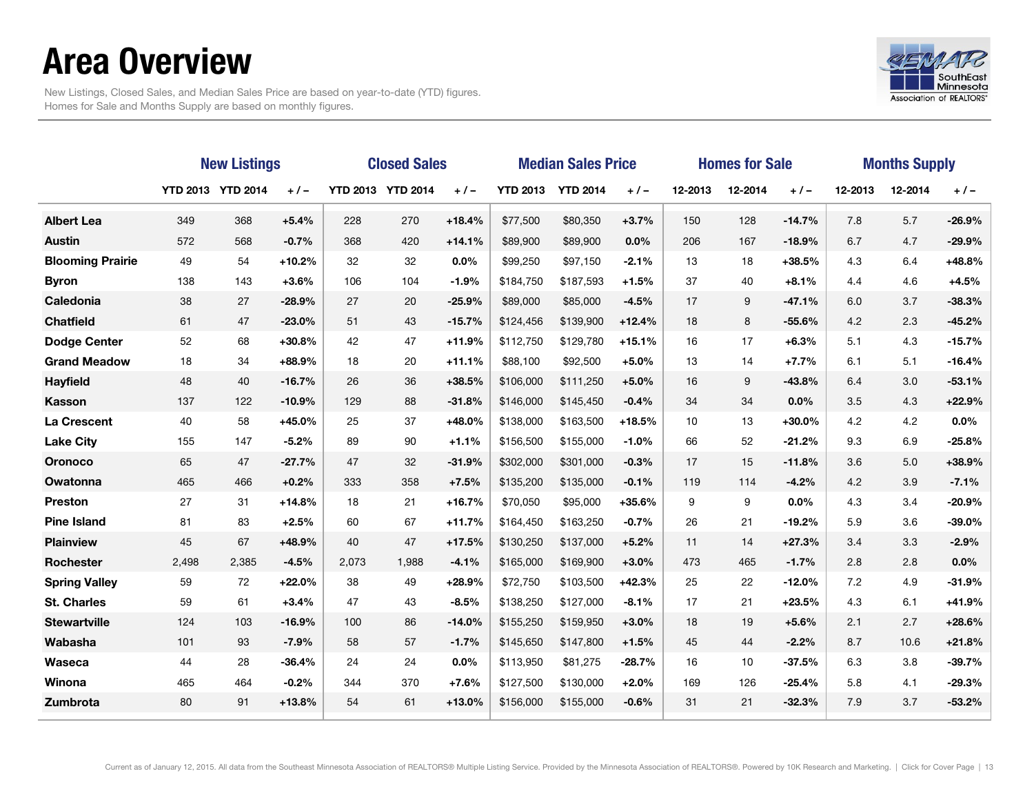# Area Overview

New Listings, Closed Sales, and Median Sales Price are based on year-to-date (YTD) figures.
Homes for Sale and Months Supply are based on monthly figures.

| | New Listings | | | Closed Sales | | | Median Sales Price | | | Homes for Sale | | | Months Supply | | |
|---|---|---|---|---|---|---|---|---|---|---|---|---|---|---|---|
| | YTD 2013 | YTD 2014 | + / – | YTD 2013 | YTD 2014 | + / – | YTD 2013 | YTD 2014 | + / – | 12-2013 | 12-2014 | + / – | 12-2013 | 12-2014 | + / – |
| **Albert Lea** | 349 | 368 | +5.4% | 228 | 270 | +18.4% | $77,500 | $80,350 | +3.7% | 150 | 128 | -14.7% | 7.8 | 5.7 | -26.9% |
| **Austin** | 572 | 568 | -0.7% | 368 | 420 | +14.1% | $89,900 | $89,900 | 0.0% | 206 | 167 | -18.9% | 6.7 | 4.7 | -29.9% |
| **Blooming Prairie** | 49 | 54 | +10.2% | 32 | 32 | 0.0% | $99,250 | $97,150 | -2.1% | 13 | 18 | +38.5% | 4.3 | 6.4 | +48.8% |
| **Byron** | 138 | 143 | +3.6% | 106 | 104 | -1.9% | $184,750 | $187,593 | +1.5% | 37 | 40 | +8.1% | 4.4 | 4.6 | +4.5% |
| **Caledonia** | 38 | 27 | -28.9% | 27 | 20 | -25.9% | $89,000 | $85,000 | -4.5% | 17 | 9 | -47.1% | 6.0 | 3.7 | -38.3% |
| **Chatfield** | 61 | 47 | -23.0% | 51 | 43 | -15.7% | $124,456 | $139,900 | +12.4% | 18 | 8 | -55.6% | 4.2 | 2.3 | -45.2% |
| **Dodge Center** | 52 | 68 | +30.8% | 42 | 47 | +11.9% | $112,750 | $129,780 | +15.1% | 16 | 17 | +6.3% | 5.1 | 4.3 | -15.7% |
| **Grand Meadow** | 18 | 34 | +88.9% | 18 | 20 | +11.1% | $88,100 | $92,500 | +5.0% | 13 | 14 | +7.7% | 6.1 | 5.1 | -16.4% |
| **Hayfield** | 48 | 40 | -16.7% | 26 | 36 | +38.5% | $106,000 | $111,250 | +5.0% | 16 | 9 | -43.8% | 6.4 | 3.0 | -53.1% |
| **Kasson** | 137 | 122 | -10.9% | 129 | 88 | -31.8% | $146,000 | $145,450 | -0.4% | 34 | 34 | 0.0% | 3.5 | 4.3 | +22.9% |
| **La Crescent** | 40 | 58 | +45.0% | 25 | 37 | +48.0% | $138,000 | $163,500 | +18.5% | 10 | 13 | +30.0% | 4.2 | 4.2 | 0.0% |
| **Lake City** | 155 | 147 | -5.2% | 89 | 90 | +1.1% | $156,500 | $155,000 | -1.0% | 66 | 52 | -21.2% | 9.3 | 6.9 | -25.8% |
| **Oronoco** | 65 | 47 | -27.7% | 47 | 32 | -31.9% | $302,000 | $301,000 | -0.3% | 17 | 15 | -11.8% | 3.6 | 5.0 | +38.9% |
| **Owatonna** | 465 | 466 | +0.2% | 333 | 358 | +7.5% | $135,200 | $135,000 | -0.1% | 119 | 114 | -4.2% | 4.2 | 3.9 | -7.1% |
| **Preston** | 27 | 31 | +14.8% | 18 | 21 | +16.7% | $70,050 | $95,000 | +35.6% | 9 | 9 | 0.0% | 4.3 | 3.4 | -20.9% |
| **Pine Island** | 81 | 83 | +2.5% | 60 | 67 | +11.7% | $164,450 | $163,250 | -0.7% | 26 | 21 | -19.2% | 5.9 | 3.6 | -39.0% |
| **Plainview** | 45 | 67 | +48.9% | 40 | 47 | +17.5% | $130,250 | $137,000 | +5.2% | 11 | 14 | +27.3% | 3.4 | 3.3 | -2.9% |
| **Rochester** | 2,498 | 2,385 | -4.5% | 2,073 | 1,988 | -4.1% | $165,000 | $169,900 | +3.0% | 473 | 465 | -1.7% | 2.8 | 2.8 | 0.0% |
| **Spring Valley** | 59 | 72 | +22.0% | 38 | 49 | +28.9% | $72,750 | $103,500 | +42.3% | 25 | 22 | -12.0% | 7.2 | 4.9 | -31.9% |
| **St. Charles** | 59 | 61 | +3.4% | 47 | 43 | -8.5% | $138,250 | $127,000 | -8.1% | 17 | 21 | +23.5% | 4.3 | 6.1 | +41.9% |
| **Stewartville** | 124 | 103 | -16.9% | 100 | 86 | -14.0% | $155,250 | $159,950 | +3.0% | 18 | 19 | +5.6% | 2.1 | 2.7 | +28.6% |
| **Wabasha** | 101 | 93 | -7.9% | 58 | 57 | -1.7% | $145,650 | $147,800 | +1.5% | 45 | 44 | -2.2% | 8.7 | 10.6 | +21.8% |
| **Waseca** | 44 | 28 | -36.4% | 24 | 24 | 0.0% | $113,950 | $81,275 | -28.7% | 16 | 10 | -37.5% | 6.3 | 3.8 | -39.7% |
| **Winona** | 465 | 464 | -0.2% | 344 | 370 | +7.6% | $127,500 | $130,000 | +2.0% | 169 | 126 | -25.4% | 5.8 | 4.1 | -29.3% |
| **Zumbrota** | 80 | 91 | +13.8% | 54 | 61 | +13.0% | $156,000 | $155,000 | -0.6% | 31 | 21 | -32.3% | 7.9 | 3.7 | -53.2% |

Current as of January 12, 2015. All data from the Southeast Minnesota Association of REALTORS® Multiple Listing Service. Provided by the Minnesota Association of REALTORS®. Powered by 10K Research and Marketing. | Click for Cover Page